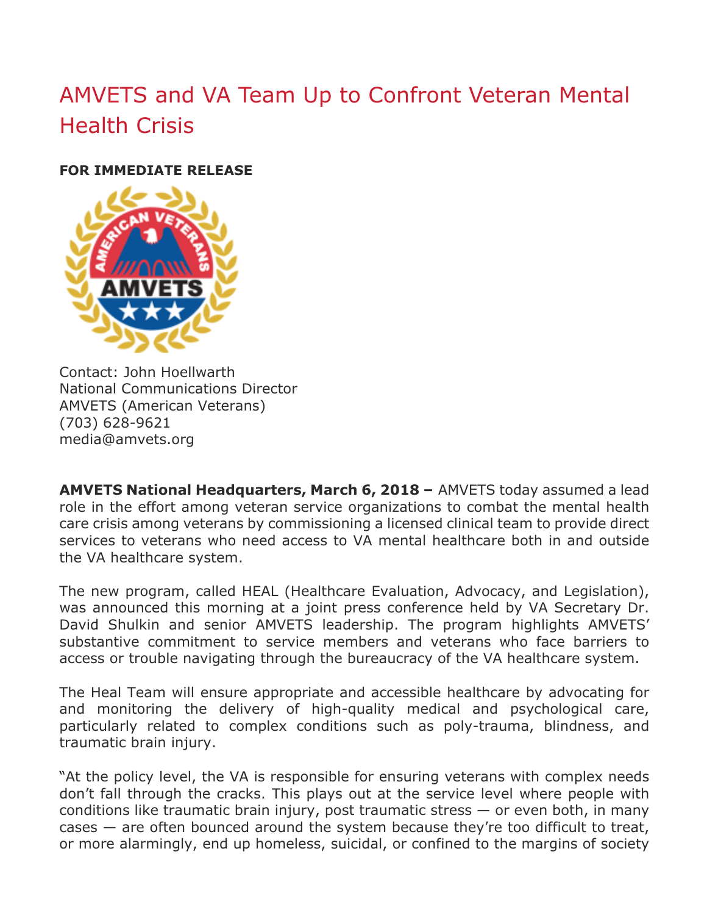# AMVETS and VA Team Up to Confront Veteran Mental Health Crisis

**FOR IMMEDIATE RELEASE**

Contact: John Hoellwarth
National Communications Director
AMVETS (American Veterans)
(703) 628-9621
media@amvets.org

**AMVETS National Headquarters, March 6, 2018 –** AMVETS today assumed a lead role in the effort among veteran service organizations to combat the mental health care crisis among veterans by commissioning a licensed clinical team to provide direct services to veterans who need access to VA mental healthcare both in and outside the VA healthcare system.

The new program, called HEAL (Healthcare Evaluation, Advocacy, and Legislation), was announced this morning at a joint press conference held by VA Secretary Dr. David Shulkin and senior AMVETS leadership. The program highlights AMVETS' substantive commitment to service members and veterans who face barriers to access or trouble navigating through the bureaucracy of the VA healthcare system.

The Heal Team will ensure appropriate and accessible healthcare by advocating for and monitoring the delivery of high-quality medical and psychological care, particularly related to complex conditions such as poly-trauma, blindness, and traumatic brain injury.

"At the policy level, the VA is responsible for ensuring veterans with complex needs don't fall through the cracks. This plays out at the service level where people with conditions like traumatic brain injury, post traumatic stress — or even both, in many cases — are often bounced around the system because they're too difficult to treat, or more alarmingly, end up homeless, suicidal, or confined to the margins of society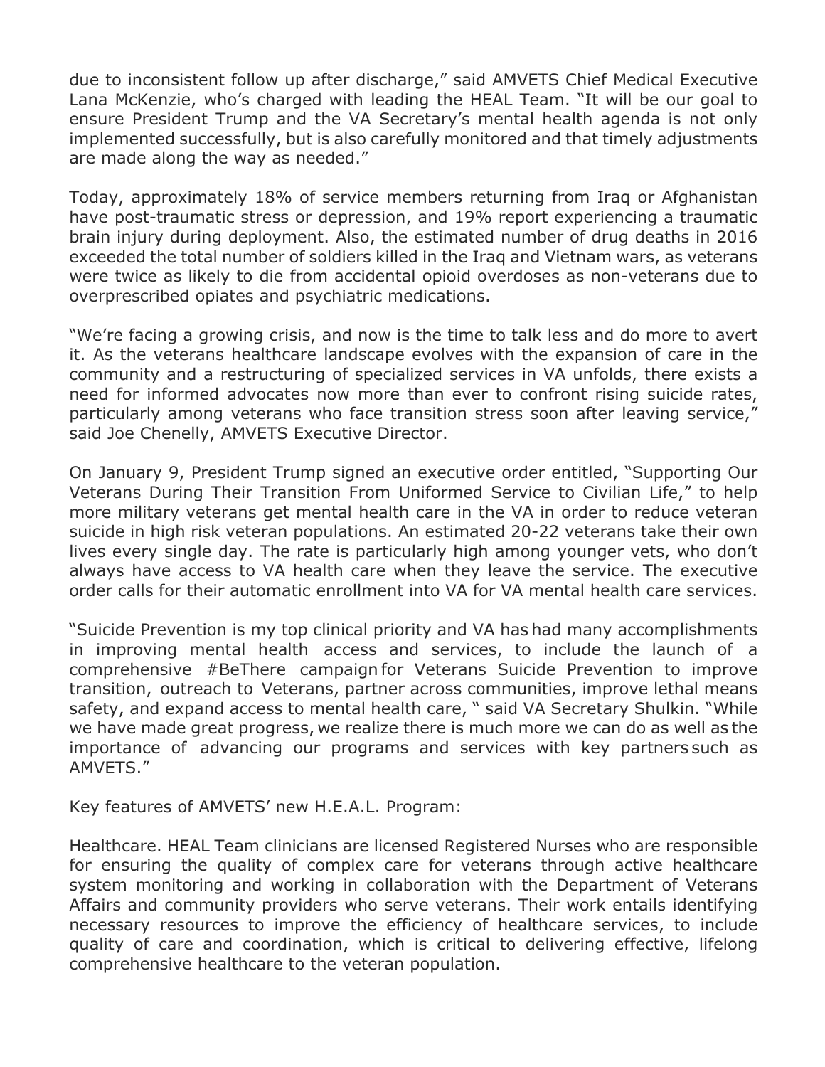due to inconsistent follow up after discharge," said AMVETS Chief Medical Executive Lana McKenzie, who's charged with leading the HEAL Team. "It will be our goal to ensure President Trump and the VA Secretary's mental health agenda is not only implemented successfully, but is also carefully monitored and that timely adjustments are made along the way as needed."

Today, approximately 18% of service members returning from Iraq or Afghanistan have post-traumatic stress or depression, and 19% report experiencing a traumatic brain injury during deployment. Also, the estimated number of drug deaths in 2016 exceeded the total number of soldiers killed in the Iraq and Vietnam wars, as veterans were twice as likely to die from accidental opioid overdoses as non-veterans due to overprescribed opiates and psychiatric medications.

"We're facing a growing crisis, and now is the time to talk less and do more to avert it. As the veterans healthcare landscape evolves with the expansion of care in the community and a restructuring of specialized services in VA unfolds, there exists a need for informed advocates now more than ever to confront rising suicide rates, particularly among veterans who face transition stress soon after leaving service," said Joe Chenelly, AMVETS Executive Director.

On January 9, President Trump signed an executive order entitled, "Supporting Our Veterans During Their Transition From Uniformed Service to Civilian Life," to help more military veterans get mental health care in the VA in order to reduce veteran suicide in high risk veteran populations. An estimated 20-22 veterans take their own lives every single day. The rate is particularly high among younger vets, who don't always have access to VA health care when they leave the service. The executive order calls for their automatic enrollment into VA for VA mental health care services.

"Suicide Prevention is my top clinical priority and VA has had many accomplishments in improving mental health access and services, to include the launch of a comprehensive #BeThere campaign for Veterans Suicide Prevention to improve transition, outreach to Veterans, partner across communities, improve lethal means safety, and expand access to mental health care, " said VA Secretary Shulkin. "While we have made great progress, we realize there is much more we can do as well as the importance of advancing our programs and services with key partners such as AMVETS."

Key features of AMVETS' new H.E.A.L. Program:

Healthcare. HEAL Team clinicians are licensed Registered Nurses who are responsible for ensuring the quality of complex care for veterans through active healthcare system monitoring and working in collaboration with the Department of Veterans Affairs and community providers who serve veterans. Their work entails identifying necessary resources to improve the efficiency of healthcare services, to include quality of care and coordination, which is critical to delivering effective, lifelong comprehensive healthcare to the veteran population.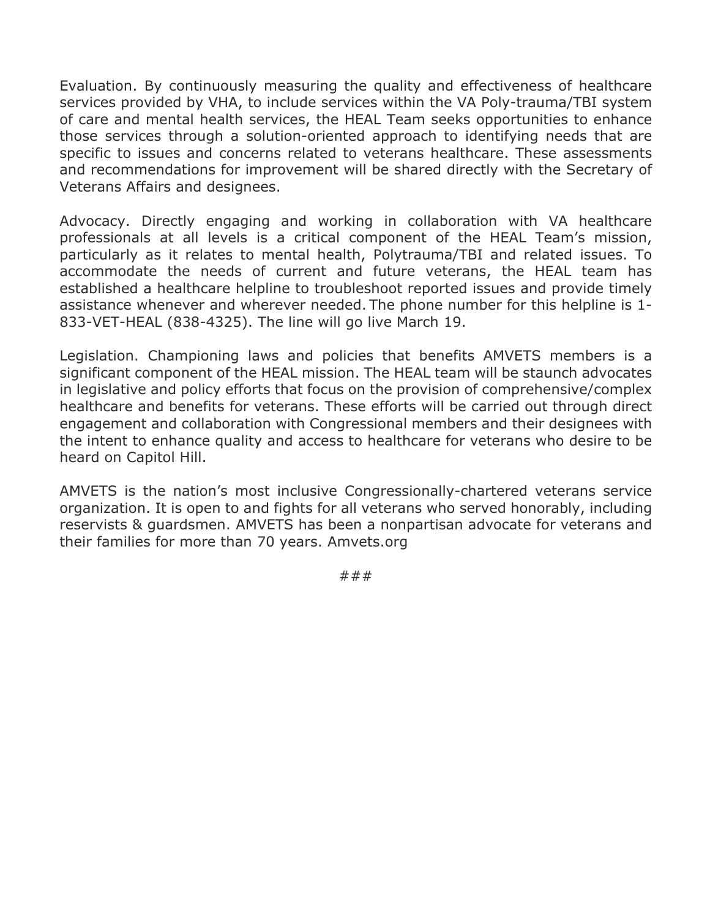Evaluation. By continuously measuring the quality and effectiveness of healthcare services provided by VHA, to include services within the VA Poly-trauma/TBI system of care and mental health services, the HEAL Team seeks opportunities to enhance those services through a solution-oriented approach to identifying needs that are specific to issues and concerns related to veterans healthcare. These assessments and recommendations for improvement will be shared directly with the Secretary of Veterans Affairs and designees.

Advocacy. Directly engaging and working in collaboration with VA healthcare professionals at all levels is a critical component of the HEAL Team's mission, particularly as it relates to mental health, Polytrauma/TBI and related issues. To accommodate the needs of current and future veterans, the HEAL team has established a healthcare helpline to troubleshoot reported issues and provide timely assistance whenever and wherever needed. The phone number for this helpline is 1-833-VET-HEAL (838-4325). The line will go live March 19.

Legislation. Championing laws and policies that benefits AMVETS members is a significant component of the HEAL mission. The HEAL team will be staunch advocates in legislative and policy efforts that focus on the provision of comprehensive/complex healthcare and benefits for veterans. These efforts will be carried out through direct engagement and collaboration with Congressional members and their designees with the intent to enhance quality and access to healthcare for veterans who desire to be heard on Capitol Hill.

AMVETS is the nation's most inclusive Congressionally-chartered veterans service organization. It is open to and fights for all veterans who served honorably, including reservists & guardsmen. AMVETS has been a nonpartisan advocate for veterans and their families for more than 70 years. Amvets.org

###